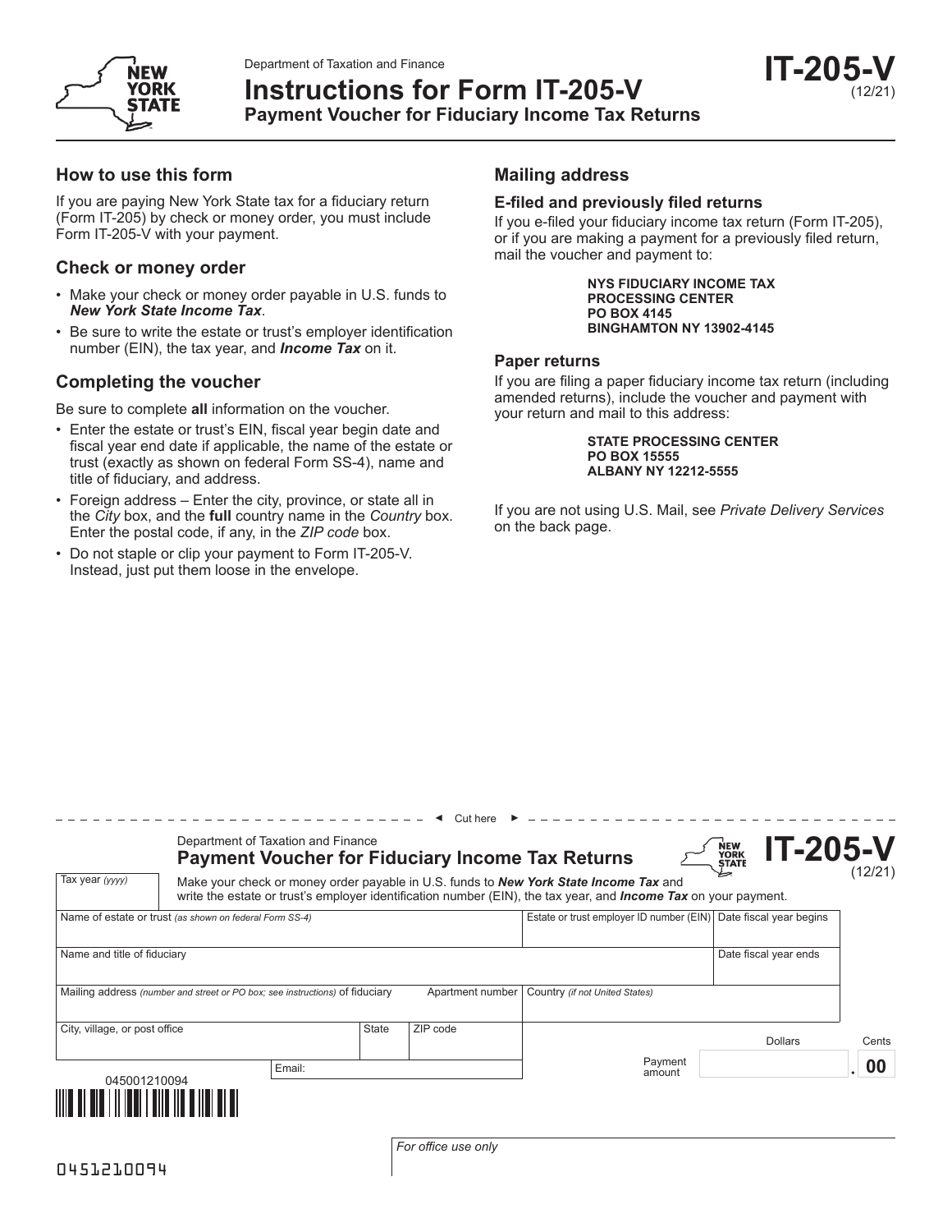Department of Taxation and Finance

# Instructions for Form IT-205-V

## Payment Voucher for Fiduciary Income Tax Returns

**IT-205-V** (12/21)

## How to use this form

If you are paying New York State tax for a fiduciary return (Form IT-205) by check or money order, you must include Form IT-205-V with your payment.

## Check or money order

- Make your check or money order payable in U.S. funds to ***New York State Income Tax***.
- Be sure to write the estate or trust's employer identification number (EIN), the tax year, and ***Income Tax*** on it.

## Completing the voucher

Be sure to complete **all** information on the voucher.

- Enter the estate or trust's EIN, fiscal year begin date and fiscal year end date if applicable, the name of the estate or trust (exactly as shown on federal Form SS-4), name and title of fiduciary, and address.
- Foreign address – Enter the city, province, or state all in the *City* box, and the **full** country name in the *Country* box. Enter the postal code, if any, in the *ZIP code* box.
- Do not staple or clip your payment to Form IT-205-V. Instead, just put them loose in the envelope.

## Mailing address

### E-filed and previously filed returns

If you e-filed your fiduciary income tax return (Form IT-205), or if you are making a payment for a previously filed return, mail the voucher and payment to:

**NYS FIDUCIARY INCOME TAX**
**PROCESSING CENTER**
**PO BOX 4145**
**BINGHAMTON NY 13902-4145**

### Paper returns

If you are filing a paper fiduciary income tax return (including amended returns), include the voucher and payment with your return and mail to this address:

**STATE PROCESSING CENTER**
**PO BOX 15555**
**ALBANY NY 12212-5555**

If you are not using U.S. Mail, see *Private Delivery Services* on the back page.

◄ Cut here ►

Department of Taxation and Finance

**Payment Voucher for Fiduciary Income Tax Returns**

**IT-205-V** (12/21)

Tax year *(yyyy)*

Make your check or money order payable in U.S. funds to ***New York State Income Tax*** and write the estate or trust's employer identification number (EIN), the tax year, and ***Income Tax*** on your payment.

| Name of estate or trust *(as shown on federal Form SS-4)* | | | Estate or trust employer ID number (EIN) | Date fiscal year begins |
|---|---|---|---|---|
| Name and title of fiduciary | | | | Date fiscal year ends |
| Mailing address *(number and street or PO box; see instructions)* of fiduciary | | Apartment number | Country *(if not United States)* | |
| City, village, or post office | State | ZIP code | | |

Email:

Payment amount: Dollars ______ . Cents **00**

045001210094

*For office use only*

0451210094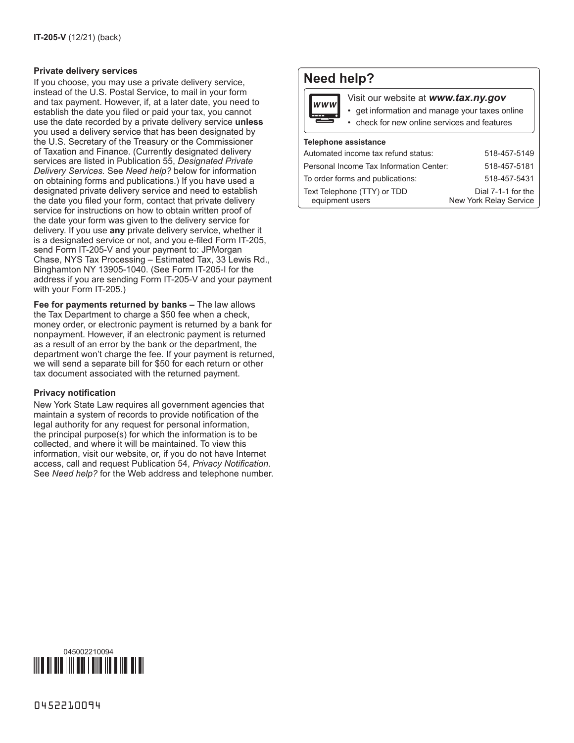### Private delivery services

If you choose, you may use a private delivery service, instead of the U.S. Postal Service, to mail in your form and tax payment. However, if, at a later date, you need to establish the date you filed or paid your tax, you cannot use the date recorded by a private delivery service **unless** you used a delivery service that has been designated by the U.S. Secretary of the Treasury or the Commissioner of Taxation and Finance. (Currently designated delivery services are listed in Publication 55, *Designated Private Delivery Services.* See *Need help?* below for information on obtaining forms and publications.) If you have used a designated private delivery service and need to establish the date you filed your form, contact that private delivery service for instructions on how to obtain written proof of the date your form was given to the delivery service for delivery. If you use **any** private delivery service, whether it is a designated service or not, and you e-filed Form IT-205, send Form IT-205-V and your payment to: JPMorgan Chase, NYS Tax Processing – Estimated Tax, 33 Lewis Rd., Binghamton NY 13905-1040. (See Form IT-205-I for the address if you are sending Form IT-205-V and your payment with your Form IT-205.)

**Fee for payments returned by banks –** The law allows the Tax Department to charge a $50 fee when a check, money order, or electronic payment is returned by a bank for nonpayment. However, if an electronic payment is returned as a result of an error by the bank or the department, the department won't charge the fee. If your payment is returned, we will send a separate bill for $50 for each return or other tax document associated with the returned payment.

### Privacy notification

New York State Law requires all government agencies that maintain a system of records to provide notification of the legal authority for any request for personal information, the principal purpose(s) for which the information is to be collected, and where it will be maintained. To view this information, visit our website, or, if you do not have Internet access, call and request Publication 54, *Privacy Notification*. See *Need help?* for the Web address and telephone number.

## Need help?

Visit our website at ***www.tax.ny.gov***

- get information and manage your taxes online
- check for new online services and features

**Telephone assistance**

| | |
|---|---|
| Automated income tax refund status: | 518-457-5149 |
| Personal Income Tax Information Center: | 518-457-5181 |
| To order forms and publications: | 518-457-5431 |
| Text Telephone (TTY) or TDD equipment users | Dial 7-1-1 for the New York Relay Service |

045002210094

0452210094